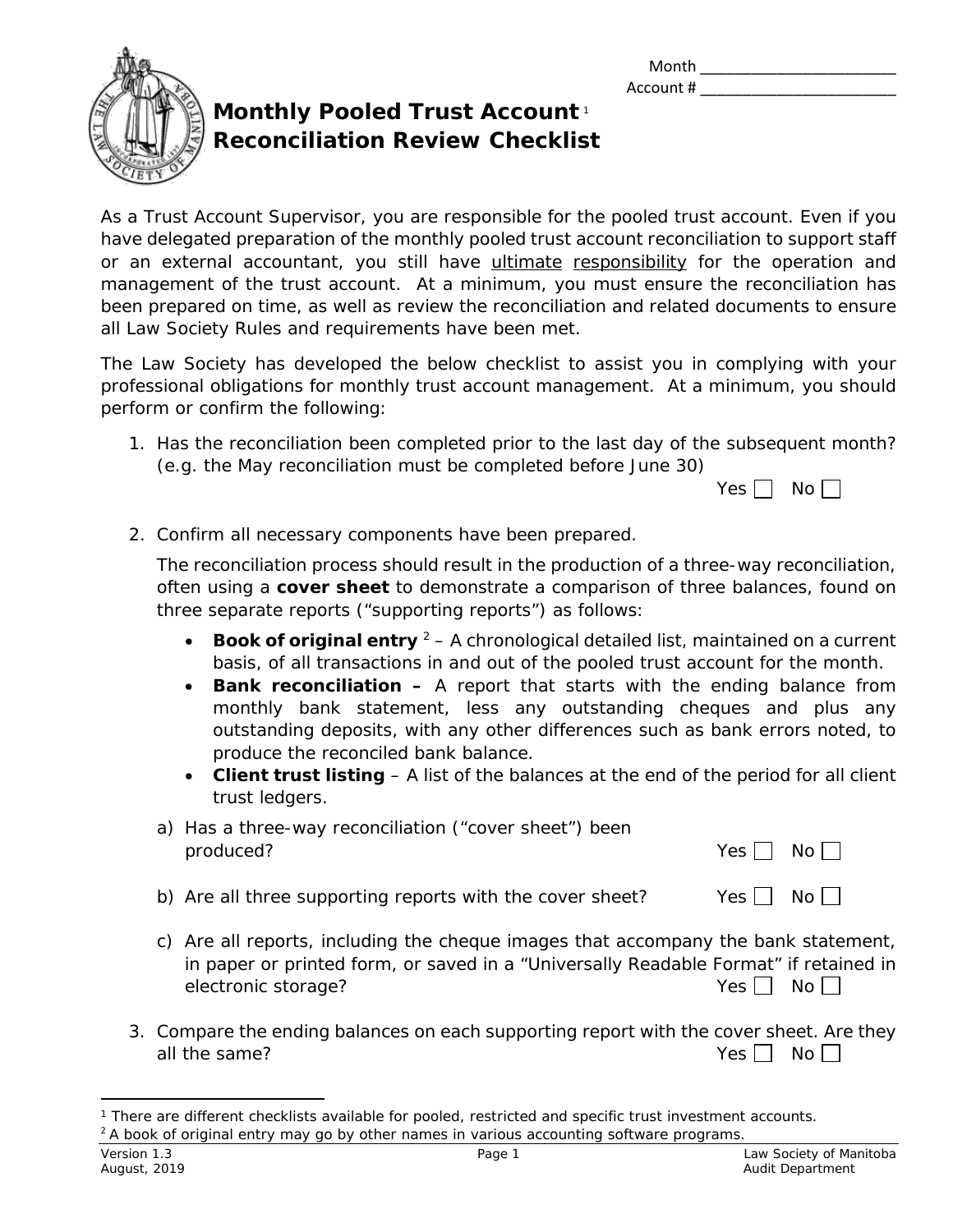Month ________________________
Account # ________________________

# Monthly Pooled Trust Account[1] Reconciliation Review Checklist

As a Trust Account Supervisor, you are responsible for the pooled trust account. Even if you have delegated preparation of the monthly pooled trust account reconciliation to support staff or an external accountant, you still have ultimate responsibility for the operation and management of the trust account. At a minimum, you must ensure the reconciliation has been prepared on time, as well as review the reconciliation and related documents to ensure all Law Society Rules and requirements have been met.

The Law Society has developed the below checklist to assist you in complying with your professional obligations for monthly trust account management. At a minimum, you should perform or confirm the following:

1. Has the reconciliation been completed prior to the last day of the subsequent month? (e.g. the May reconciliation must be completed before June 30)

   Yes ☐ No ☐

2. Confirm all necessary components have been prepared.

   The reconciliation process should result in the production of a three-way reconciliation, often using a **cover sheet** to demonstrate a comparison of three balances, found on three separate reports ("supporting reports") as follows:

   - **Book of original entry**[2] – A chronological detailed list, maintained on a current basis, of all transactions in and out of the pooled trust account for the month.
   - **Bank reconciliation –** A report that starts with the ending balance from monthly bank statement, less any outstanding cheques and plus any outstanding deposits, with any other differences such as bank errors noted, to produce the reconciled bank balance.
   - **Client trust listing** – A list of the balances at the end of the period for all client trust ledgers.

   a) Has a three-way reconciliation ("cover sheet") been produced? Yes ☐ No ☐

   b) Are all three supporting reports with the cover sheet? Yes ☐ No ☐

   c) Are all reports, including the cheque images that accompany the bank statement, in paper or printed form, or saved in a "Universally Readable Format" if retained in electronic storage? Yes ☐ No ☐

3. Compare the ending balances on each supporting report with the cover sheet. Are they all the same? Yes ☐ No ☐

[1] There are different checklists available for pooled, restricted and specific trust investment accounts.
[2] A book of original entry may go by other names in various accounting software programs.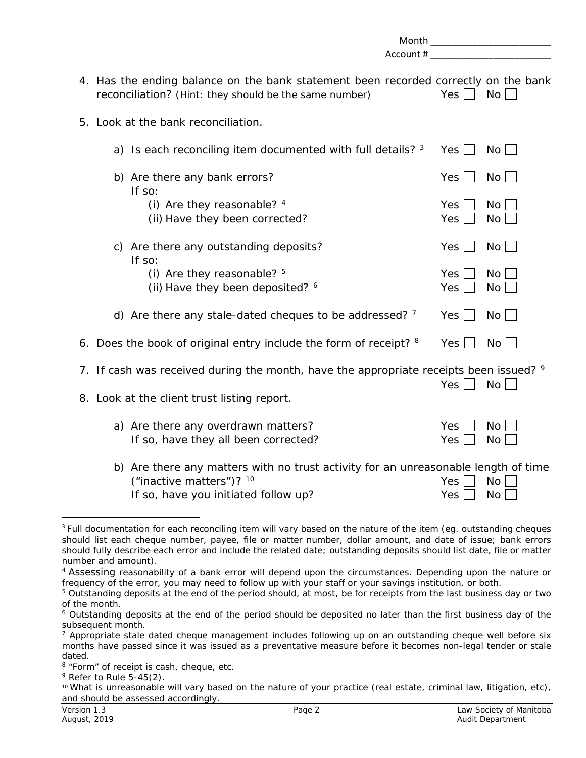Month ________________________
Account # ________________________

4. Has the ending balance on the bank statement been recorded correctly on the bank reconciliation? (Hint: they should be the same number) Yes ☐ No ☐

5. Look at the bank reconciliation.

   a) Is each reconciling item documented with full details? [3] Yes ☐ No ☐

   b) Are there any bank errors? Yes ☐ No ☐
      If so:
      (i) Are they reasonable? [4] Yes ☐ No ☐
      (ii) Have they been corrected? Yes ☐ No ☐

   c) Are there any outstanding deposits? Yes ☐ No ☐
      If so:
      (i) Are they reasonable? [5] Yes ☐ No ☐
      (ii) Have they been deposited? [6] Yes ☐ No ☐

   d) Are there any stale-dated cheques to be addressed? [7] Yes ☐ No ☐

6. Does the book of original entry include the form of receipt? [8] Yes ☐ No ☐

7. If cash was received during the month, have the appropriate receipts been issued? [9] Yes ☐ No ☐

8. Look at the client trust listing report.

   a) Are there any overdrawn matters? Yes ☐ No ☐
      If so, have they all been corrected? Yes ☐ No ☐

   b) Are there any matters with no trust activity for an unreasonable length of time ("inactive matters")? [10] Yes ☐ No ☐
      If so, have you initiated follow up? Yes ☐ No ☐

---

[3] Full documentation for each reconciling item will vary based on the nature of the item (eg. outstanding cheques should list each cheque number, payee, file or matter number, dollar amount, and date of issue; bank errors should fully describe each error and include the related date; outstanding deposits should list date, file or matter number and amount).

[4] Assessing reasonability of a bank error will depend upon the circumstances. Depending upon the nature or frequency of the error, you may need to follow up with your staff or your savings institution, or both.

[5] Outstanding deposits at the end of the period should, at most, be for receipts from the last business day or two of the month.

[6] Outstanding deposits at the end of the period should be deposited no later than the first business day of the subsequent month.

[7] Appropriate stale dated cheque management includes following up on an outstanding cheque well before six months have passed since it was issued as a preventative measure before it becomes non-legal tender or stale dated.

[8] "Form" of receipt is cash, cheque, etc.

[9] Refer to Rule 5-45(2).

[10] What is unreasonable will vary based on the nature of your practice (real estate, criminal law, litigation, etc), and should be assessed accordingly.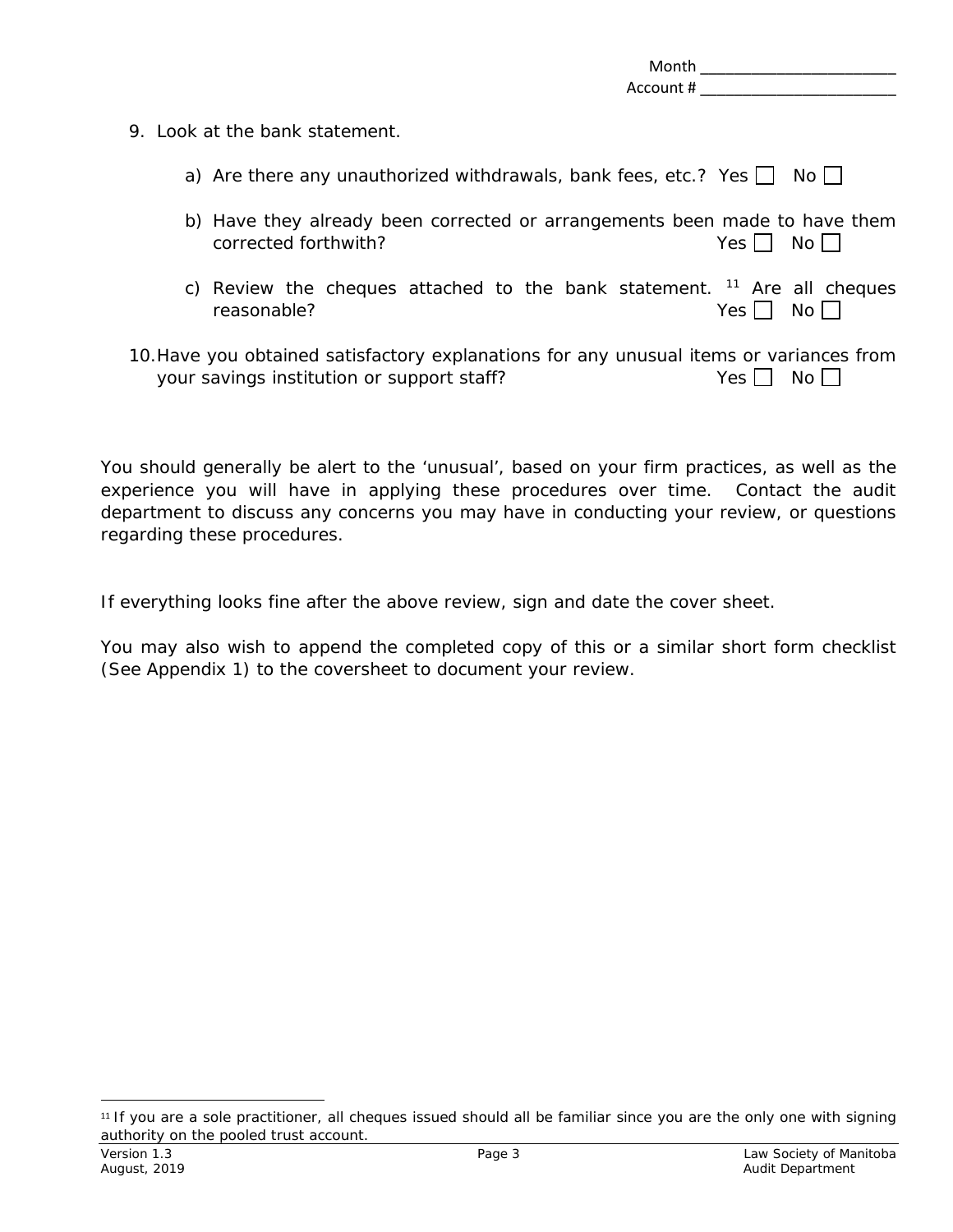Month ________________________
Account # ________________________

9. Look at the bank statement.

   a) Are there any unauthorized withdrawals, bank fees, etc.? Yes ☐ No ☐

   b) Have they already been corrected or arrangements been made to have them corrected forthwith? Yes ☐ No ☐

   c) Review the cheques attached to the bank statement. [11] Are all cheques reasonable? Yes ☐ No ☐

10. Have you obtained satisfactory explanations for any unusual items or variances from your savings institution or support staff? Yes ☐ No ☐

You should generally be alert to the 'unusual', based on your firm practices, as well as the experience you will have in applying these procedures over time. Contact the audit department to discuss any concerns you may have in conducting your review, or questions regarding these procedures.

If everything looks fine after the above review, sign and date the cover sheet.

You may also wish to append the completed copy of this or a similar short form checklist (See Appendix 1) to the coversheet to document your review.

---

[11] If you are a sole practitioner, all cheques issued should all be familiar since you are the only one with signing authority on the pooled trust account.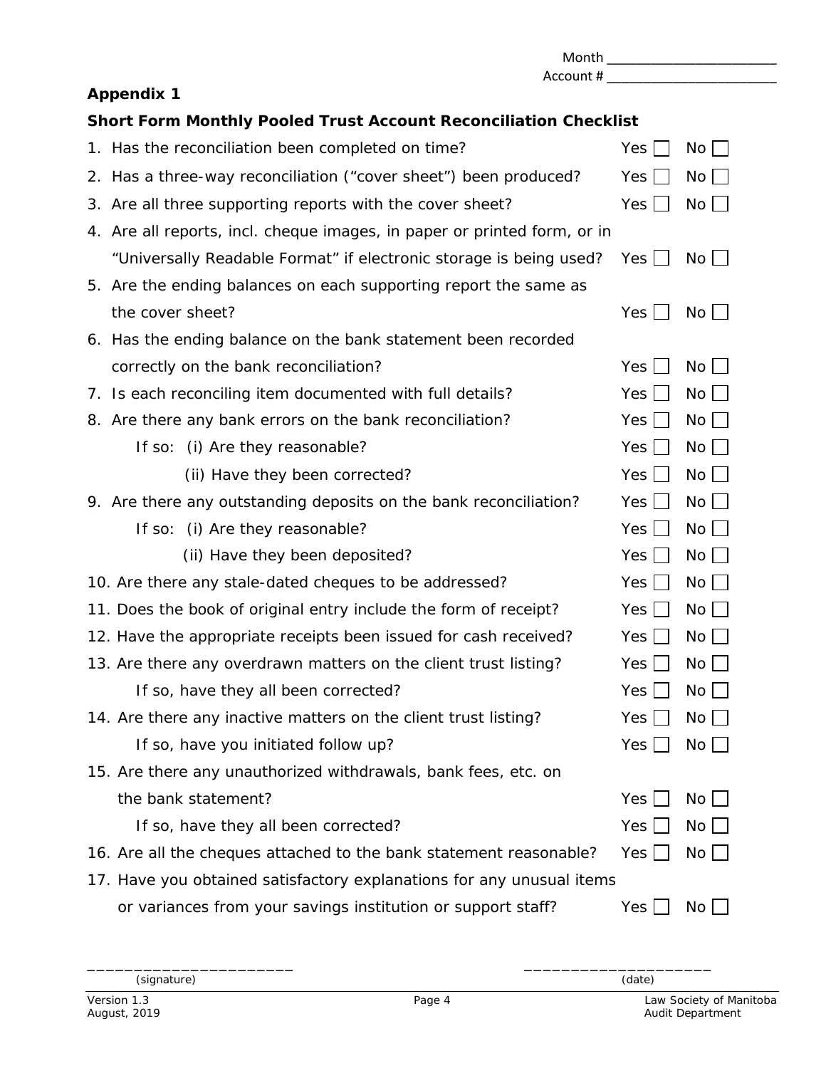Month ______________________

Account # ______________________

**Appendix 1**

**Short Form Monthly Pooled Trust Account Reconciliation Checklist**

1. Has the reconciliation been completed on time? Yes ☐ No ☐
2. Has a three-way reconciliation ("cover sheet") been produced? Yes ☐ No ☐
3. Are all three supporting reports with the cover sheet? Yes ☐ No ☐
4. Are all reports, incl. cheque images, in paper or printed form, or in "Universally Readable Format" if electronic storage is being used? Yes ☐ No ☐
5. Are the ending balances on each supporting report the same as the cover sheet? Yes ☐ No ☐
6. Has the ending balance on the bank statement been recorded correctly on the bank reconciliation? Yes ☐ No ☐
7. Is each reconciling item documented with full details? Yes ☐ No ☐
8. Are there any bank errors on the bank reconciliation? Yes ☐ No ☐
   - If so: (i) Are they reasonable? Yes ☐ No ☐
   - (ii) Have they been corrected? Yes ☐ No ☐
9. Are there any outstanding deposits on the bank reconciliation? Yes ☐ No ☐
   - If so: (i) Are they reasonable? Yes ☐ No ☐
   - (ii) Have they been deposited? Yes ☐ No ☐
10. Are there any stale-dated cheques to be addressed? Yes ☐ No ☐
11. Does the book of original entry include the form of receipt? Yes ☐ No ☐
12. Have the appropriate receipts been issued for cash received? Yes ☐ No ☐
13. Are there any overdrawn matters on the client trust listing? Yes ☐ No ☐
    - If so, have they all been corrected? Yes ☐ No ☐
14. Are there any inactive matters on the client trust listing? Yes ☐ No ☐
    - If so, have you initiated follow up? Yes ☐ No ☐
15. Are there any unauthorized withdrawals, bank fees, etc. on the bank statement? Yes ☐ No ☐
    - If so, have they all been corrected? Yes ☐ No ☐
16. Are all the cheques attached to the bank statement reasonable? Yes ☐ No ☐
17. Have you obtained satisfactory explanations for any unusual items or variances from your savings institution or support staff? Yes ☐ No ☐

______________________ (signature)

______________________ (date)